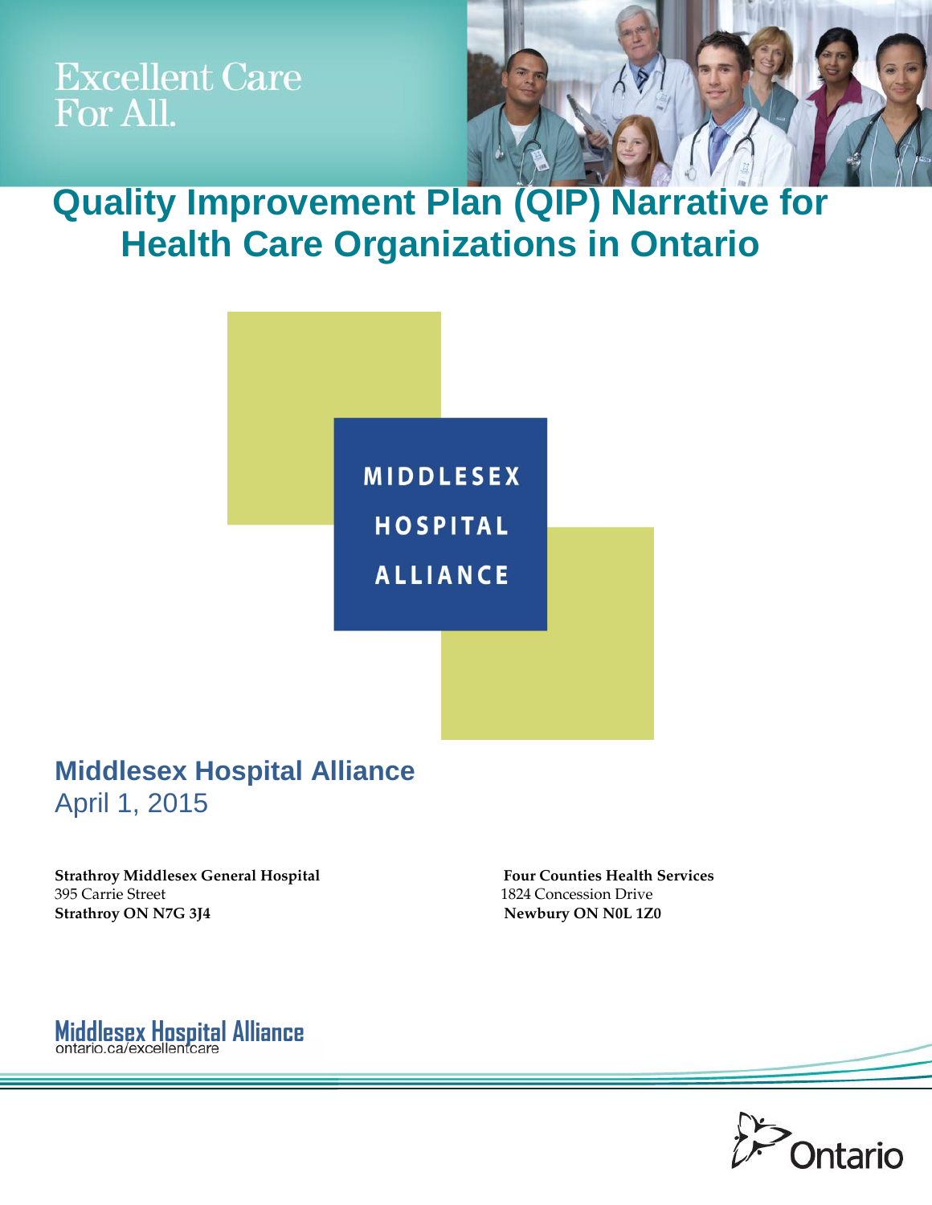Excellent Care For All.

# Quality Improvement Plan (QIP) Narrative for Health Care Organizations in Ontario

MIDDLESEX HOSPITAL ALLIANCE

## Middlesex Hospital Alliance

April 1, 2015

**Strathroy Middlesex General Hospital**
395 Carrie Street
**Strathroy ON N7G 3J4**

**Four Counties Health Services**
1824 Concession Drive
**Newbury ON N0L 1Z0**

Middlesex Hospital Alliance
ontario.ca/excellentcare

Ontario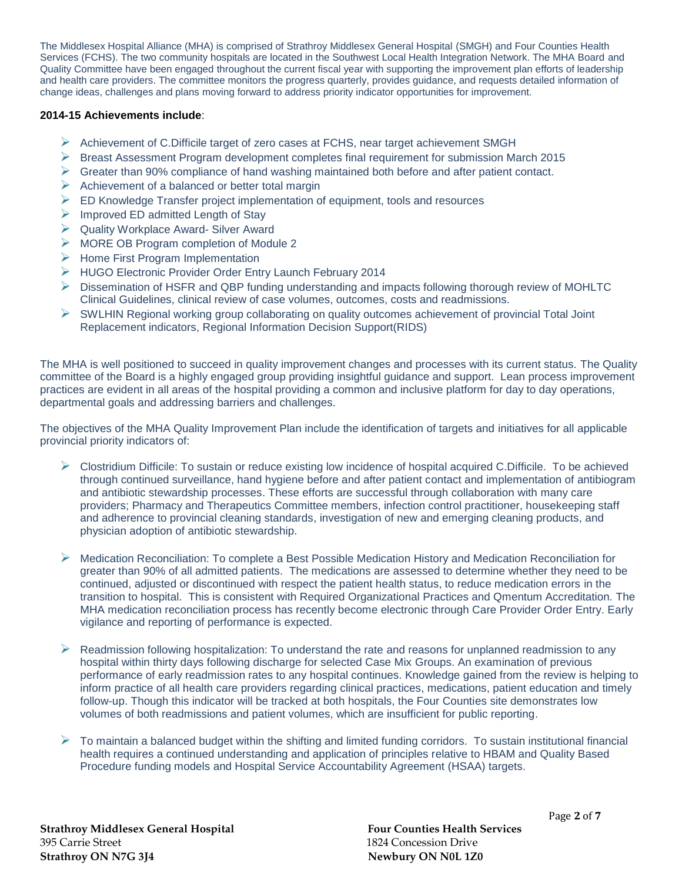The Middlesex Hospital Alliance (MHA) is comprised of Strathroy Middlesex General Hospital (SMGH) and Four Counties Health Services (FCHS). The two community hospitals are located in the Southwest Local Health Integration Network. The MHA Board and Quality Committee have been engaged throughout the current fiscal year with supporting the improvement plan efforts of leadership and health care providers. The committee monitors the progress quarterly, provides guidance, and requests detailed information of change ideas, challenges and plans moving forward to address priority indicator opportunities for improvement.

**2014-15 Achievements include**:

- Achievement of C.Difficile target of zero cases at FCHS, near target achievement SMGH
- Breast Assessment Program development completes final requirement for submission March 2015
- Greater than 90% compliance of hand washing maintained both before and after patient contact.
- Achievement of a balanced or better total margin
- ED Knowledge Transfer project implementation of equipment, tools and resources
- Improved ED admitted Length of Stay
- Quality Workplace Award- Silver Award
- MORE OB Program completion of Module 2
- Home First Program Implementation
- HUGO Electronic Provider Order Entry Launch February 2014
- Dissemination of HSFR and QBP funding understanding and impacts following thorough review of MOHLTC Clinical Guidelines, clinical review of case volumes, outcomes, costs and readmissions.
- SWLHIN Regional working group collaborating on quality outcomes achievement of provincial Total Joint Replacement indicators, Regional Information Decision Support(RIDS)

The MHA is well positioned to succeed in quality improvement changes and processes with its current status. The Quality committee of the Board is a highly engaged group providing insightful guidance and support. Lean process improvement practices are evident in all areas of the hospital providing a common and inclusive platform for day to day operations, departmental goals and addressing barriers and challenges.

The objectives of the MHA Quality Improvement Plan include the identification of targets and initiatives for all applicable provincial priority indicators of:

- Clostridium Difficile: To sustain or reduce existing low incidence of hospital acquired C.Difficile. To be achieved through continued surveillance, hand hygiene before and after patient contact and implementation of antibiogram and antibiotic stewardship processes. These efforts are successful through collaboration with many care providers; Pharmacy and Therapeutics Committee members, infection control practitioner, housekeeping staff and adherence to provincial cleaning standards, investigation of new and emerging cleaning products, and physician adoption of antibiotic stewardship.

- Medication Reconciliation: To complete a Best Possible Medication History and Medication Reconciliation for greater than 90% of all admitted patients. The medications are assessed to determine whether they need to be continued, adjusted or discontinued with respect the patient health status, to reduce medication errors in the transition to hospital. This is consistent with Required Organizational Practices and Qmentum Accreditation. The MHA medication reconciliation process has recently become electronic through Care Provider Order Entry. Early vigilance and reporting of performance is expected.

- Readmission following hospitalization: To understand the rate and reasons for unplanned readmission to any hospital within thirty days following discharge for selected Case Mix Groups. An examination of previous performance of early readmission rates to any hospital continues. Knowledge gained from the review is helping to inform practice of all health care providers regarding clinical practices, medications, patient education and timely follow-up. Though this indicator will be tracked at both hospitals, the Four Counties site demonstrates low volumes of both readmissions and patient volumes, which are insufficient for public reporting.

- To maintain a balanced budget within the shifting and limited funding corridors. To sustain institutional financial health requires a continued understanding and application of principles relative to HBAM and Quality Based Procedure funding models and Hospital Service Accountability Agreement (HSAA) targets.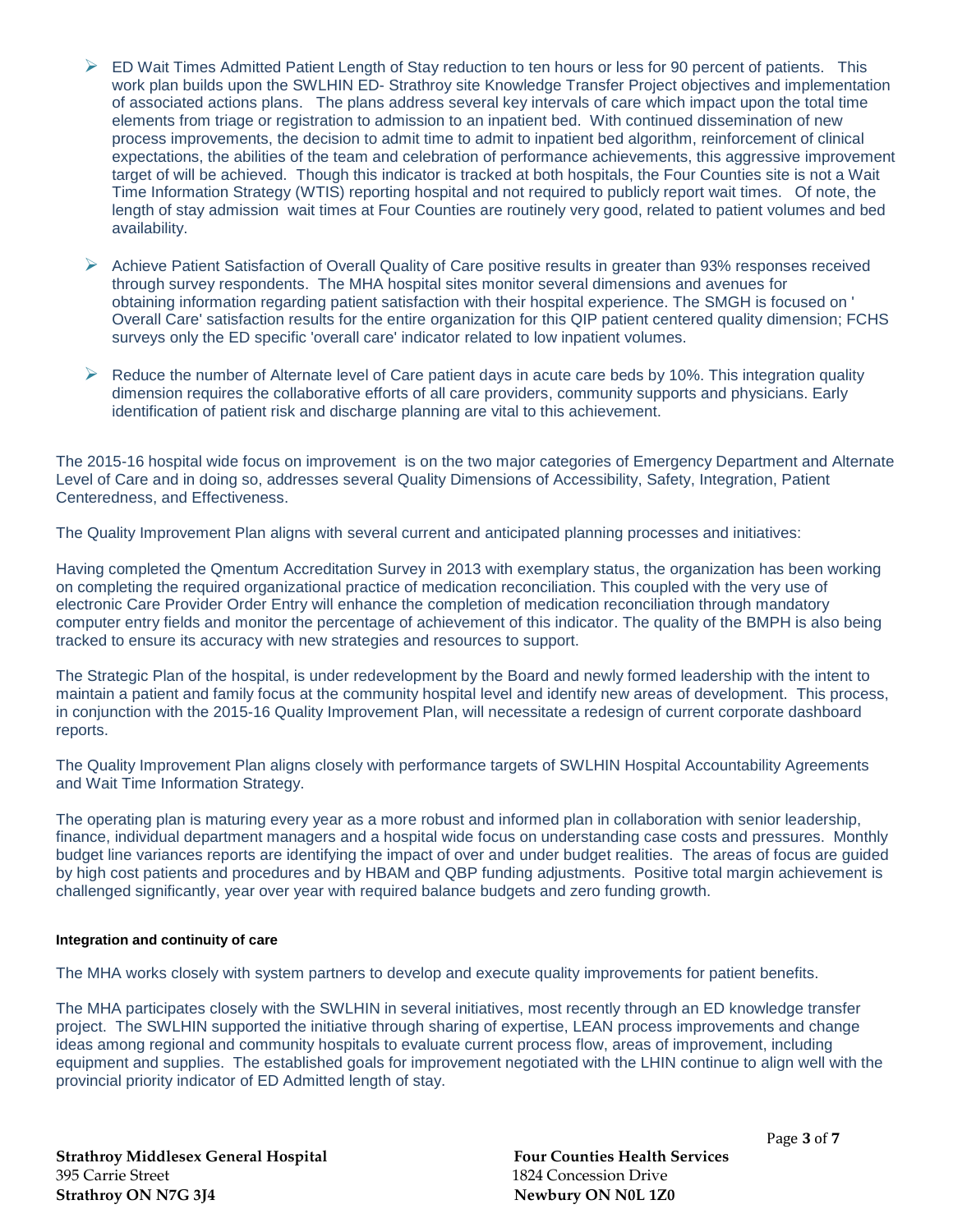- ED Wait Times Admitted Patient Length of Stay reduction to ten hours or less for 90 percent of patients. This work plan builds upon the SWLHIN ED- Strathroy site Knowledge Transfer Project objectives and implementation of associated actions plans. The plans address several key intervals of care which impact upon the total time elements from triage or registration to admission to an inpatient bed. With continued dissemination of new process improvements, the decision to admit time to admit to inpatient bed algorithm, reinforcement of clinical expectations, the abilities of the team and celebration of performance achievements, this aggressive improvement target of will be achieved. Though this indicator is tracked at both hospitals, the Four Counties site is not a Wait Time Information Strategy (WTIS) reporting hospital and not required to publicly report wait times. Of note, the length of stay admission wait times at Four Counties are routinely very good, related to patient volumes and bed availability.

- Achieve Patient Satisfaction of Overall Quality of Care positive results in greater than 93% responses received through survey respondents. The MHA hospital sites monitor several dimensions and avenues for obtaining information regarding patient satisfaction with their hospital experience. The SMGH is focused on ' Overall Care' satisfaction results for the entire organization for this QIP patient centered quality dimension; FCHS surveys only the ED specific 'overall care' indicator related to low inpatient volumes.

- Reduce the number of Alternate level of Care patient days in acute care beds by 10%. This integration quality dimension requires the collaborative efforts of all care providers, community supports and physicians. Early identification of patient risk and discharge planning are vital to this achievement.

The 2015-16 hospital wide focus on improvement is on the two major categories of Emergency Department and Alternate Level of Care and in doing so, addresses several Quality Dimensions of Accessibility, Safety, Integration, Patient Centeredness, and Effectiveness.

The Quality Improvement Plan aligns with several current and anticipated planning processes and initiatives:

Having completed the Qmentum Accreditation Survey in 2013 with exemplary status, the organization has been working on completing the required organizational practice of medication reconciliation. This coupled with the very use of electronic Care Provider Order Entry will enhance the completion of medication reconciliation through mandatory computer entry fields and monitor the percentage of achievement of this indicator. The quality of the BMPH is also being tracked to ensure its accuracy with new strategies and resources to support.

The Strategic Plan of the hospital, is under redevelopment by the Board and newly formed leadership with the intent to maintain a patient and family focus at the community hospital level and identify new areas of development. This process, in conjunction with the 2015-16 Quality Improvement Plan, will necessitate a redesign of current corporate dashboard reports.

The Quality Improvement Plan aligns closely with performance targets of SWLHIN Hospital Accountability Agreements and Wait Time Information Strategy.

The operating plan is maturing every year as a more robust and informed plan in collaboration with senior leadership, finance, individual department managers and a hospital wide focus on understanding case costs and pressures. Monthly budget line variances reports are identifying the impact of over and under budget realities. The areas of focus are guided by high cost patients and procedures and by HBAM and QBP funding adjustments. Positive total margin achievement is challenged significantly, year over year with required balance budgets and zero funding growth.

#### Integration and continuity of care

The MHA works closely with system partners to develop and execute quality improvements for patient benefits.

The MHA participates closely with the SWLHIN in several initiatives, most recently through an ED knowledge transfer project. The SWLHIN supported the initiative through sharing of expertise, LEAN process improvements and change ideas among regional and community hospitals to evaluate current process flow, areas of improvement, including equipment and supplies. The established goals for improvement negotiated with the LHIN continue to align well with the provincial priority indicator of ED Admitted length of stay.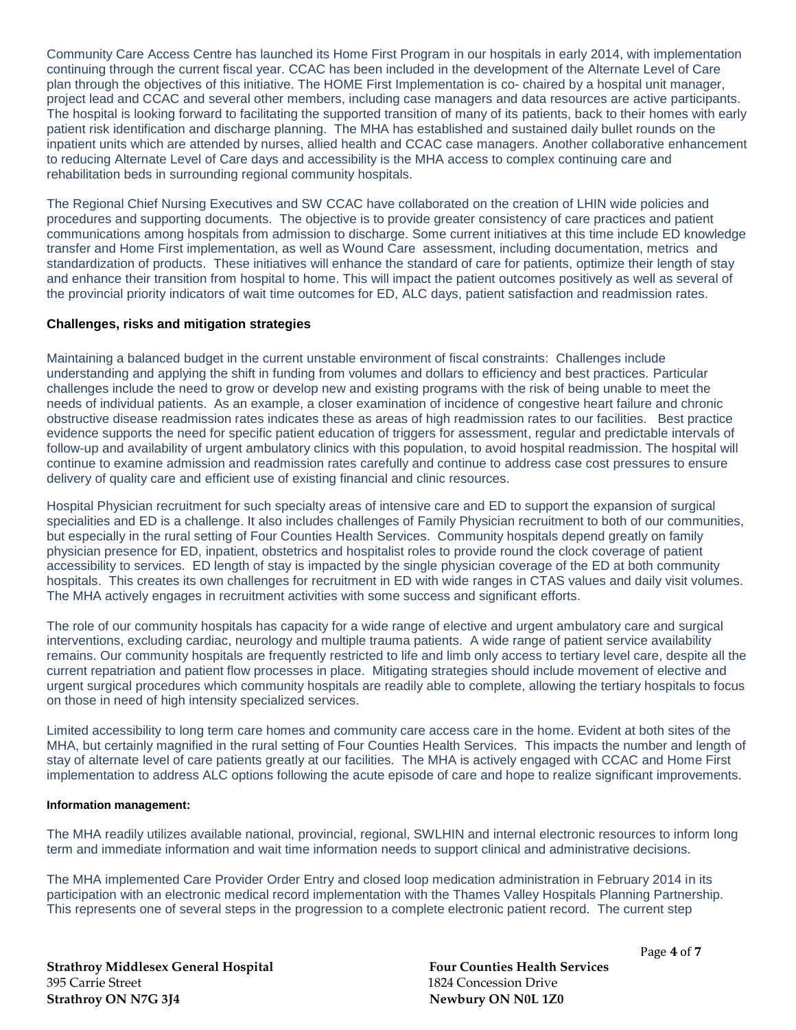Community Care Access Centre has launched its Home First Program in our hospitals in early 2014, with implementation continuing through the current fiscal year. CCAC has been included in the development of the Alternate Level of Care plan through the objectives of this initiative. The HOME First Implementation is co- chaired by a hospital unit manager, project lead and CCAC and several other members, including case managers and data resources are active participants. The hospital is looking forward to facilitating the supported transition of many of its patients, back to their homes with early patient risk identification and discharge planning. The MHA has established and sustained daily bullet rounds on the inpatient units which are attended by nurses, allied health and CCAC case managers. Another collaborative enhancement to reducing Alternate Level of Care days and accessibility is the MHA access to complex continuing care and rehabilitation beds in surrounding regional community hospitals.

The Regional Chief Nursing Executives and SW CCAC have collaborated on the creation of LHIN wide policies and procedures and supporting documents. The objective is to provide greater consistency of care practices and patient communications among hospitals from admission to discharge. Some current initiatives at this time include ED knowledge transfer and Home First implementation, as well as Wound Care assessment, including documentation, metrics and standardization of products. These initiatives will enhance the standard of care for patients, optimize their length of stay and enhance their transition from hospital to home. This will impact the patient outcomes positively as well as several of the provincial priority indicators of wait time outcomes for ED, ALC days, patient satisfaction and readmission rates.

**Challenges, risks and mitigation strategies**

Maintaining a balanced budget in the current unstable environment of fiscal constraints: Challenges include understanding and applying the shift in funding from volumes and dollars to efficiency and best practices. Particular challenges include the need to grow or develop new and existing programs with the risk of being unable to meet the needs of individual patients. As an example, a closer examination of incidence of congestive heart failure and chronic obstructive disease readmission rates indicates these as areas of high readmission rates to our facilities. Best practice evidence supports the need for specific patient education of triggers for assessment, regular and predictable intervals of follow-up and availability of urgent ambulatory clinics with this population, to avoid hospital readmission. The hospital will continue to examine admission and readmission rates carefully and continue to address case cost pressures to ensure delivery of quality care and efficient use of existing financial and clinic resources.

Hospital Physician recruitment for such specialty areas of intensive care and ED to support the expansion of surgical specialities and ED is a challenge. It also includes challenges of Family Physician recruitment to both of our communities, but especially in the rural setting of Four Counties Health Services. Community hospitals depend greatly on family physician presence for ED, inpatient, obstetrics and hospitalist roles to provide round the clock coverage of patient accessibility to services. ED length of stay is impacted by the single physician coverage of the ED at both community hospitals. This creates its own challenges for recruitment in ED with wide ranges in CTAS values and daily visit volumes. The MHA actively engages in recruitment activities with some success and significant efforts.

The role of our community hospitals has capacity for a wide range of elective and urgent ambulatory care and surgical interventions, excluding cardiac, neurology and multiple trauma patients. A wide range of patient service availability remains. Our community hospitals are frequently restricted to life and limb only access to tertiary level care, despite all the current repatriation and patient flow processes in place. Mitigating strategies should include movement of elective and urgent surgical procedures which community hospitals are readily able to complete, allowing the tertiary hospitals to focus on those in need of high intensity specialized services.

Limited accessibility to long term care homes and community care access care in the home. Evident at both sites of the MHA, but certainly magnified in the rural setting of Four Counties Health Services. This impacts the number and length of stay of alternate level of care patients greatly at our facilities. The MHA is actively engaged with CCAC and Home First implementation to address ALC options following the acute episode of care and hope to realize significant improvements.

**Information management:**

The MHA readily utilizes available national, provincial, regional, SWLHIN and internal electronic resources to inform long term and immediate information and wait time information needs to support clinical and administrative decisions.

The MHA implemented Care Provider Order Entry and closed loop medication administration in February 2014 in its participation with an electronic medical record implementation with the Thames Valley Hospitals Planning Partnership. This represents one of several steps in the progression to a complete electronic patient record. The current step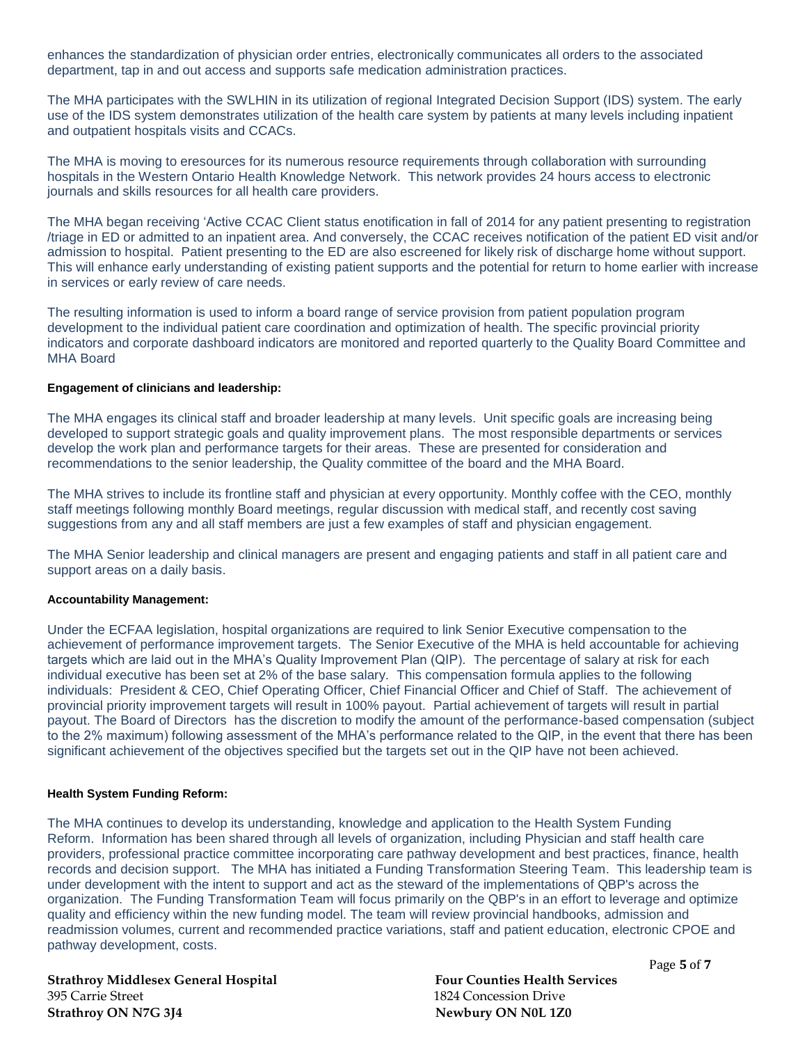enhances the standardization of physician order entries, electronically communicates all orders to the associated department, tap in and out access and supports safe medication administration practices.

The MHA participates with the SWLHIN in its utilization of regional Integrated Decision Support (IDS) system. The early use of the IDS system demonstrates utilization of the health care system by patients at many levels including inpatient and outpatient hospitals visits and CCACs.

The MHA is moving to eresources for its numerous resource requirements through collaboration with surrounding hospitals in the Western Ontario Health Knowledge Network. This network provides 24 hours access to electronic journals and skills resources for all health care providers.

The MHA began receiving 'Active CCAC Client status enotification in fall of 2014 for any patient presenting to registration /triage in ED or admitted to an inpatient area. And conversely, the CCAC receives notification of the patient ED visit and/or admission to hospital. Patient presenting to the ED are also escreened for likely risk of discharge home without support. This will enhance early understanding of existing patient supports and the potential for return to home earlier with increase in services or early review of care needs.

The resulting information is used to inform a board range of service provision from patient population program development to the individual patient care coordination and optimization of health. The specific provincial priority indicators and corporate dashboard indicators are monitored and reported quarterly to the Quality Board Committee and MHA Board

**Engagement of clinicians and leadership:**

The MHA engages its clinical staff and broader leadership at many levels. Unit specific goals are increasing being developed to support strategic goals and quality improvement plans. The most responsible departments or services develop the work plan and performance targets for their areas. These are presented for consideration and recommendations to the senior leadership, the Quality committee of the board and the MHA Board.

The MHA strives to include its frontline staff and physician at every opportunity. Monthly coffee with the CEO, monthly staff meetings following monthly Board meetings, regular discussion with medical staff, and recently cost saving suggestions from any and all staff members are just a few examples of staff and physician engagement.

The MHA Senior leadership and clinical managers are present and engaging patients and staff in all patient care and support areas on a daily basis.

**Accountability Management:**

Under the ECFAA legislation, hospital organizations are required to link Senior Executive compensation to the achievement of performance improvement targets. The Senior Executive of the MHA is held accountable for achieving targets which are laid out in the MHA's Quality Improvement Plan (QIP). The percentage of salary at risk for each individual executive has been set at 2% of the base salary. This compensation formula applies to the following individuals: President & CEO, Chief Operating Officer, Chief Financial Officer and Chief of Staff. The achievement of provincial priority improvement targets will result in 100% payout. Partial achievement of targets will result in partial payout. The Board of Directors has the discretion to modify the amount of the performance-based compensation (subject to the 2% maximum) following assessment of the MHA's performance related to the QIP, in the event that there has been significant achievement of the objectives specified but the targets set out in the QIP have not been achieved.

**Health System Funding Reform:**

The MHA continues to develop its understanding, knowledge and application to the Health System Funding Reform. Information has been shared through all levels of organization, including Physician and staff health care providers, professional practice committee incorporating care pathway development and best practices, finance, health records and decision support. The MHA has initiated a Funding Transformation Steering Team. This leadership team is under development with the intent to support and act as the steward of the implementations of QBP's across the organization. The Funding Transformation Team will focus primarily on the QBP's in an effort to leverage and optimize quality and efficiency within the new funding model. The team will review provincial handbooks, admission and readmission volumes, current and recommended practice variations, staff and patient education, electronic CPOE and pathway development, costs.

**Strathroy Middlesex General Hospital**
395 Carrie Street
**Strathroy ON N7G 3J4**

**Four Counties Health Services**
1824 Concession Drive
**Newbury ON N0L 1Z0**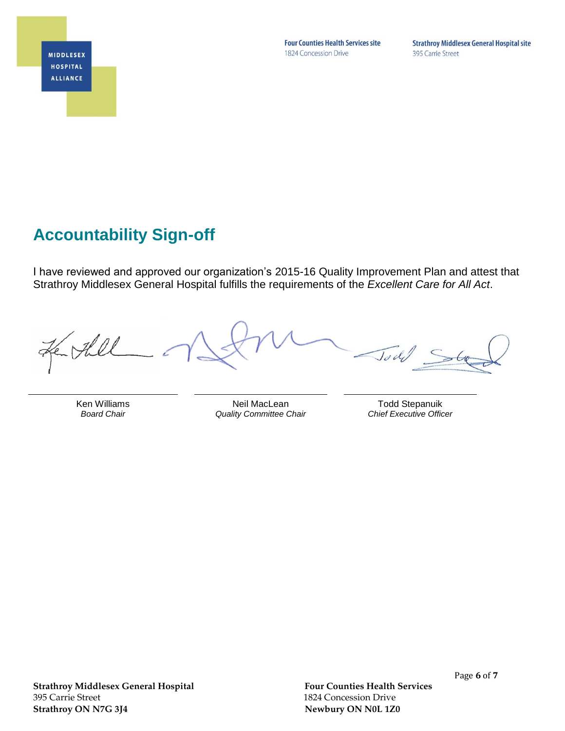## Accountability Sign-off

I have reviewed and approved our organization's 2015-16 Quality Improvement Plan and attest that Strathroy Middlesex General Hospital fulfills the requirements of the *Excellent Care for All Act*.

| Ken Williams | Neil MacLean | Todd Stepanuik |
|---|---|---|
| *Board Chair* | *Quality Committee Chair* | *Chief Executive Officer* |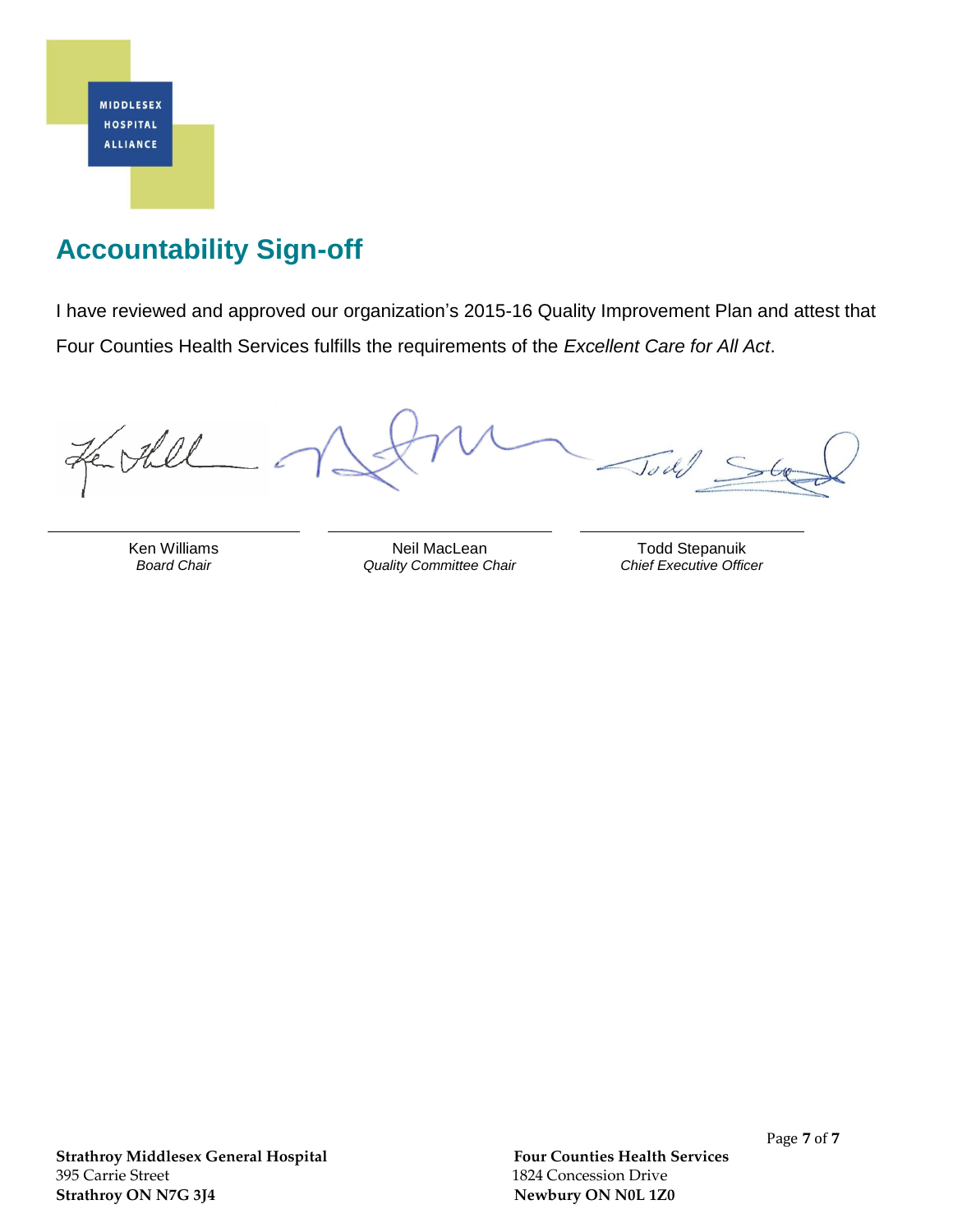MIDDLESEX HOSPITAL ALLIANCE

## Accountability Sign-off

I have reviewed and approved our organization's 2015-16 Quality Improvement Plan and attest that Four Counties Health Services fulfills the requirements of the *Excellent Care for All Act*.

| | | |
|---|---|---|
| Ken Williams | Neil MacLean | Todd Stepanuik |
| *Board Chair* | *Quality Committee Chair* | *Chief Executive Officer* |

**Strathroy Middlesex General Hospital**
395 Carrie Street
**Strathroy ON N7G 3J4**

**Four Counties Health Services**
1824 Concession Drive
**Newbury ON N0L 1Z0**